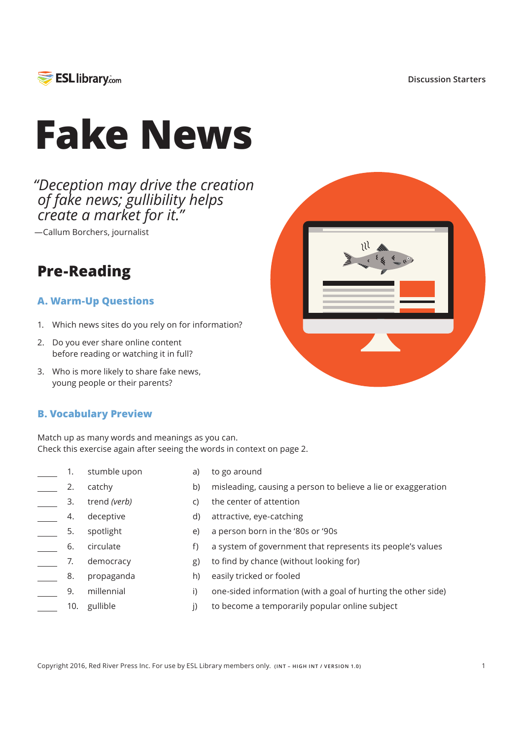# Fake News

*"Deception may drive the creation of fake news; gullibility helps create a market for it."*

—Callum Borchers, journalist

## Pre-Reading

### A. Warm-Up Questions

1. Which news sites do you rely on for information?
2. Do you ever share online content before reading or watching it in full?
3. Who is more likely to share fake news, young people or their parents?

### B. Vocabulary Preview

Match up as many words and meanings as you can.
Check this exercise again after seeing the words in context on page 2.

| | | | | |
|---|---|---|---|---|
| ____ | 1. | stumble upon | a) | to go around |
| ____ | 2. | catchy | b) | misleading, causing a person to believe a lie or exaggeration |
| ____ | 3. | trend *(verb)* | c) | the center of attention |
| ____ | 4. | deceptive | d) | attractive, eye-catching |
| ____ | 5. | spotlight | e) | a person born in the '80s or '90s |
| ____ | 6. | circulate | f) | a system of government that represents its people's values |
| ____ | 7. | democracy | g) | to find by chance (without looking for) |
| ____ | 8. | propaganda | h) | easily tricked or fooled |
| ____ | 9. | millennial | i) | one-sided information (with a goal of hurting the other side) |
| ____ | 10. | gullible | j) | to become a temporarily popular online subject |

Copyright 2016, Red River Press Inc. For use by ESL Library members only. (INT – HIGH INT / VERSION 1.0)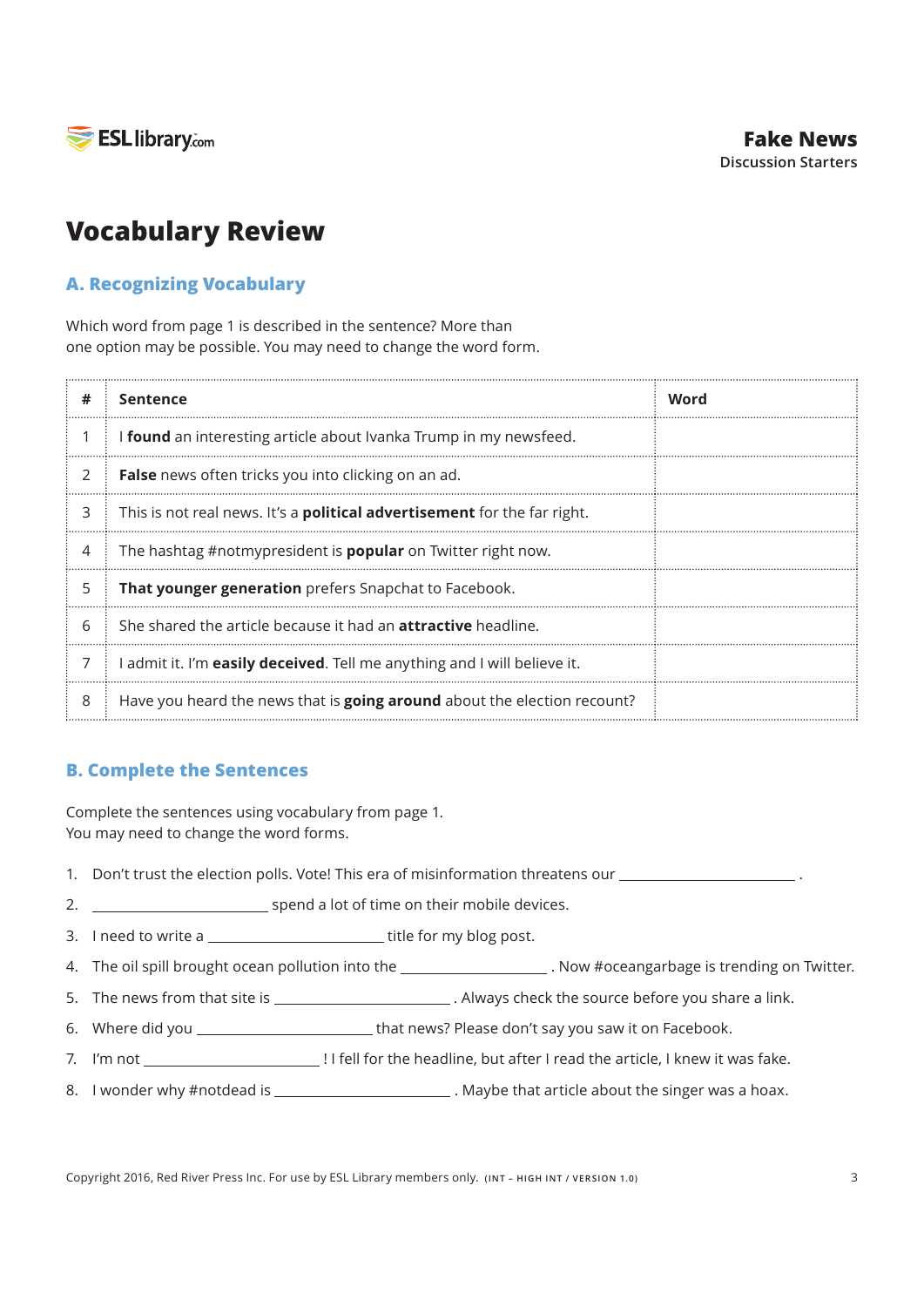# Vocabulary Review

## A. Recognizing Vocabulary

Which word from page 1 is described in the sentence? More than one option may be possible. You may need to change the word form.

| # | Sentence | Word |
|---|---|---|
| 1 | I **found** an interesting article about Ivanka Trump in my newsfeed. | |
| 2 | **False** news often tricks you into clicking on an ad. | |
| 3 | This is not real news. It's a **political advertisement** for the far right. | |
| 4 | The hashtag #notmypresident is **popular** on Twitter right now. | |
| 5 | **That younger generation** prefers Snapchat to Facebook. | |
| 6 | She shared the article because it had an **attractive** headline. | |
| 7 | I admit it. I'm **easily deceived**. Tell me anything and I will believe it. | |
| 8 | Have you heard the news that is **going around** about the election recount? | |

## B. Complete the Sentences

Complete the sentences using vocabulary from page 1.
You may need to change the word forms.

1. Don't trust the election polls. Vote! This era of misinformation threatens our ______________________ .
2. ______________________ spend a lot of time on their mobile devices.
3. I need to write a ______________________ title for my blog post.
4. The oil spill brought ocean pollution into the __________________ . Now #oceangarbage is trending on Twitter.
5. The news from that site is ______________________ . Always check the source before you share a link.
6. Where did you ______________________ that news? Please don't say you saw it on Facebook.
7. I'm not ______________________ ! I fell for the headline, but after I read the article, I knew it was fake.
8. I wonder why #notdead is ______________________ . Maybe that article about the singer was a hoax.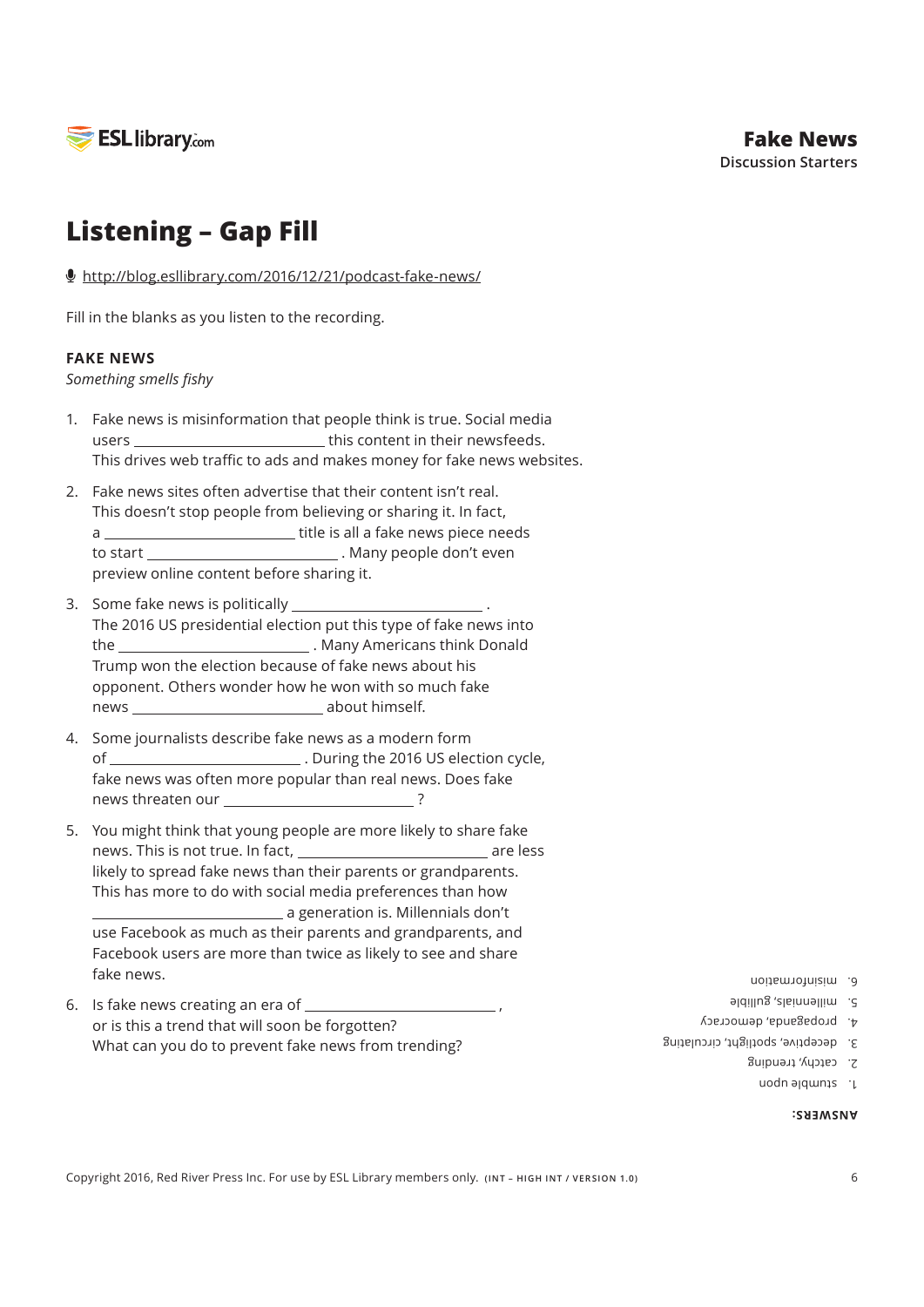# Listening – Gap Fill

🎙 http://blog.esllibrary.com/2016/12/21/podcast-fake-news/

Fill in the blanks as you listen to the recording.

**FAKE NEWS**

*Something smells fishy*

1. Fake news is misinformation that people think is true. Social media users ______________________ this content in their newsfeeds. This drives web traffic to ads and makes money for fake news websites.

2. Fake news sites often advertise that their content isn't real. This doesn't stop people from believing or sharing it. In fact, a ______________________ title is all a fake news piece needs to start ______________________ . Many people don't even preview online content before sharing it.

3. Some fake news is politically ______________________ . The 2016 US presidential election put this type of fake news into the ______________________ . Many Americans think Donald Trump won the election because of fake news about his opponent. Others wonder how he won with so much fake news ______________________ about himself.

4. Some journalists describe fake news as a modern form of ______________________ . During the 2016 US election cycle, fake news was often more popular than real news. Does fake news threaten our ______________________ ?

5. You might think that young people are more likely to share fake news. This is not true. In fact, ______________________ are less likely to spread fake news than their parents or grandparents. This has more to do with social media preferences than how ______________________ a generation is. Millennials don't use Facebook as much as their parents and grandparents, and Facebook users are more than twice as likely to see and share fake news.

6. Is fake news creating an era of ______________________ , or is this a trend that will soon be forgotten? What can you do to prevent fake news from trending?

**ANSWERS:**

1. stumble upon
2. catchy, trending
3. deceptive, spotlight, circulating
4. propaganda, democracy
5. millennials, gullible
6. misinformation

Copyright 2016, Red River Press Inc. For use by ESL Library members only. (INT – HIGH INT / VERSION 1.0)